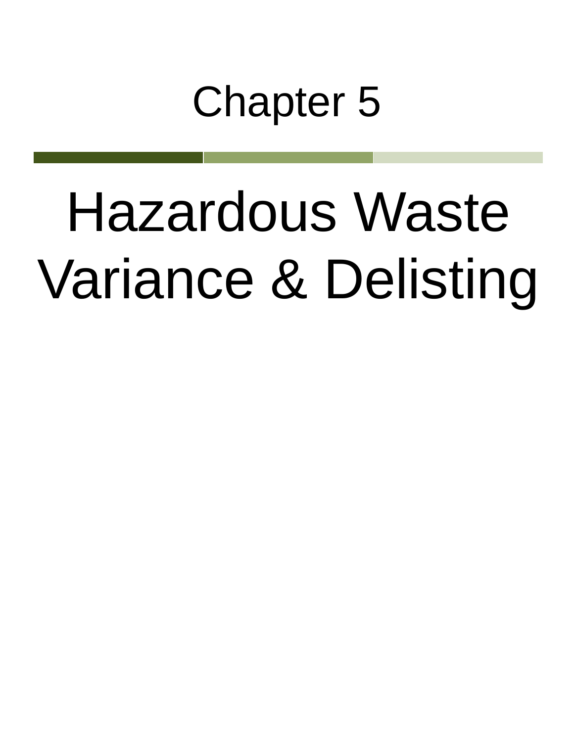# Chapter 5

# Hazardous Waste Variance & Delisting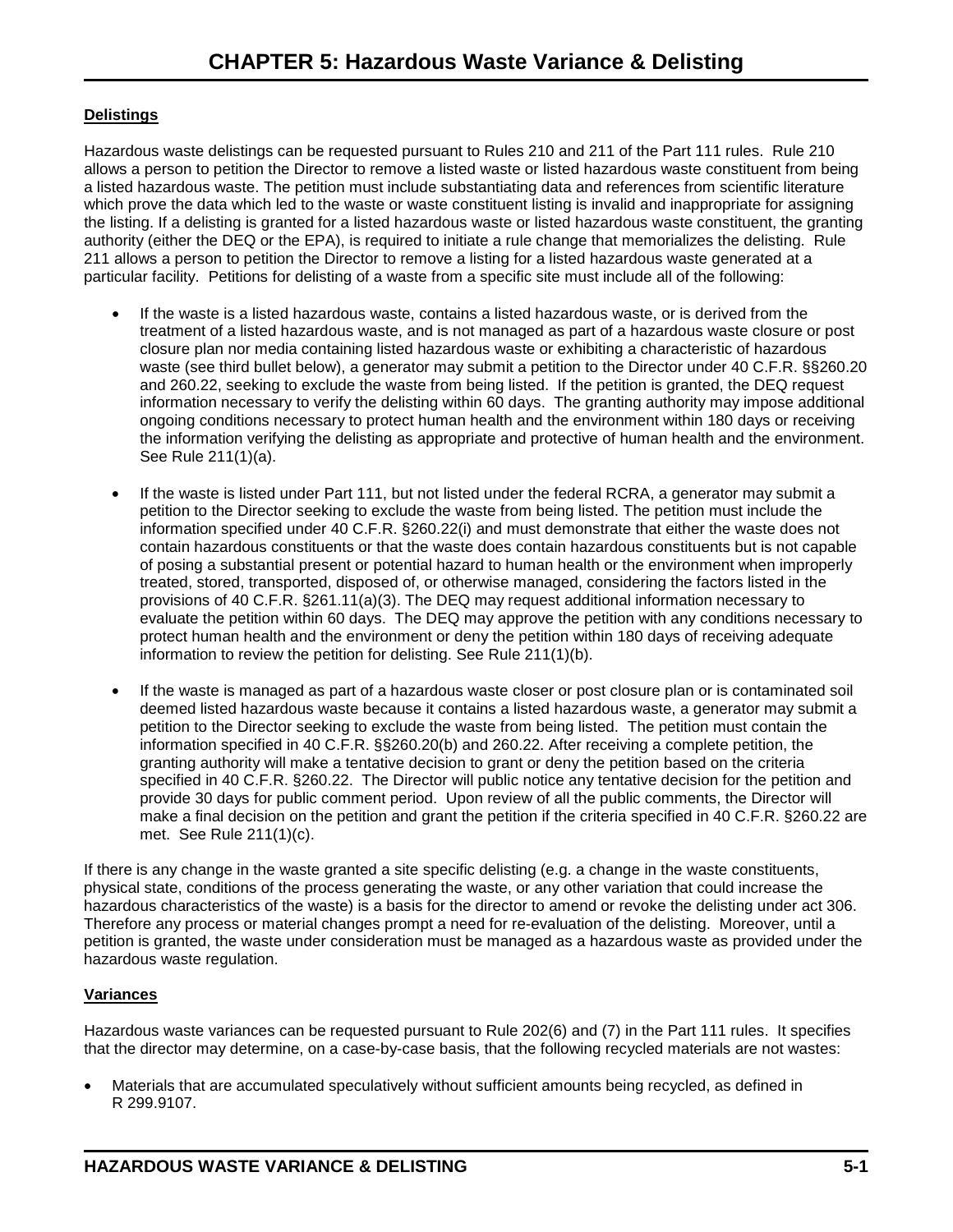# CHAPTER 5: Hazardous Waste Variance & Delisting

**Delistings**

Hazardous waste delistings can be requested pursuant to Rules 210 and 211 of the Part 111 rules. Rule 210 allows a person to petition the Director to remove a listed waste or listed hazardous waste constituent from being a listed hazardous waste. The petition must include substantiating data and references from scientific literature which prove the data which led to the waste or waste constituent listing is invalid and inappropriate for assigning the listing. If a delisting is granted for a listed hazardous waste or listed hazardous waste constituent, the granting authority (either the DEQ or the EPA), is required to initiate a rule change that memorializes the delisting. Rule 211 allows a person to petition the Director to remove a listing for a listed hazardous waste generated at a particular facility. Petitions for delisting of a waste from a specific site must include all of the following:

- If the waste is a listed hazardous waste, contains a listed hazardous waste, or is derived from the treatment of a listed hazardous waste, and is not managed as part of a hazardous waste closure or post closure plan nor media containing listed hazardous waste or exhibiting a characteristic of hazardous waste (see third bullet below), a generator may submit a petition to the Director under 40 C.F.R. §§260.20 and 260.22, seeking to exclude the waste from being listed. If the petition is granted, the DEQ request information necessary to verify the delisting within 60 days. The granting authority may impose additional ongoing conditions necessary to protect human health and the environment within 180 days or receiving the information verifying the delisting as appropriate and protective of human health and the environment. See Rule 211(1)(a).

- If the waste is listed under Part 111, but not listed under the federal RCRA, a generator may submit a petition to the Director seeking to exclude the waste from being listed. The petition must include the information specified under 40 C.F.R. §260.22(i) and must demonstrate that either the waste does not contain hazardous constituents or that the waste does contain hazardous constituents but is not capable of posing a substantial present or potential hazard to human health or the environment when improperly treated, stored, transported, disposed of, or otherwise managed, considering the factors listed in the provisions of 40 C.F.R. §261.11(a)(3). The DEQ may request additional information necessary to evaluate the petition within 60 days. The DEQ may approve the petition with any conditions necessary to protect human health and the environment or deny the petition within 180 days of receiving adequate information to review the petition for delisting. See Rule 211(1)(b).

- If the waste is managed as part of a hazardous waste closer or post closure plan or is contaminated soil deemed listed hazardous waste because it contains a listed hazardous waste, a generator may submit a petition to the Director seeking to exclude the waste from being listed. The petition must contain the information specified in 40 C.F.R. §§260.20(b) and 260.22. After receiving a complete petition, the granting authority will make a tentative decision to grant or deny the petition based on the criteria specified in 40 C.F.R. §260.22. The Director will public notice any tentative decision for the petition and provide 30 days for public comment period. Upon review of all the public comments, the Director will make a final decision on the petition and grant the petition if the criteria specified in 40 C.F.R. §260.22 are met. See Rule 211(1)(c).

If there is any change in the waste granted a site specific delisting (e.g. a change in the waste constituents, physical state, conditions of the process generating the waste, or any other variation that could increase the hazardous characteristics of the waste) is a basis for the director to amend or revoke the delisting under act 306. Therefore any process or material changes prompt a need for re-evaluation of the delisting. Moreover, until a petition is granted, the waste under consideration must be managed as a hazardous waste as provided under the hazardous waste regulation.

**Variances**

Hazardous waste variances can be requested pursuant to Rule 202(6) and (7) in the Part 111 rules. It specifies that the director may determine, on a case-by-case basis, that the following recycled materials are not wastes:

- Materials that are accumulated speculatively without sufficient amounts being recycled, as defined in R 299.9107.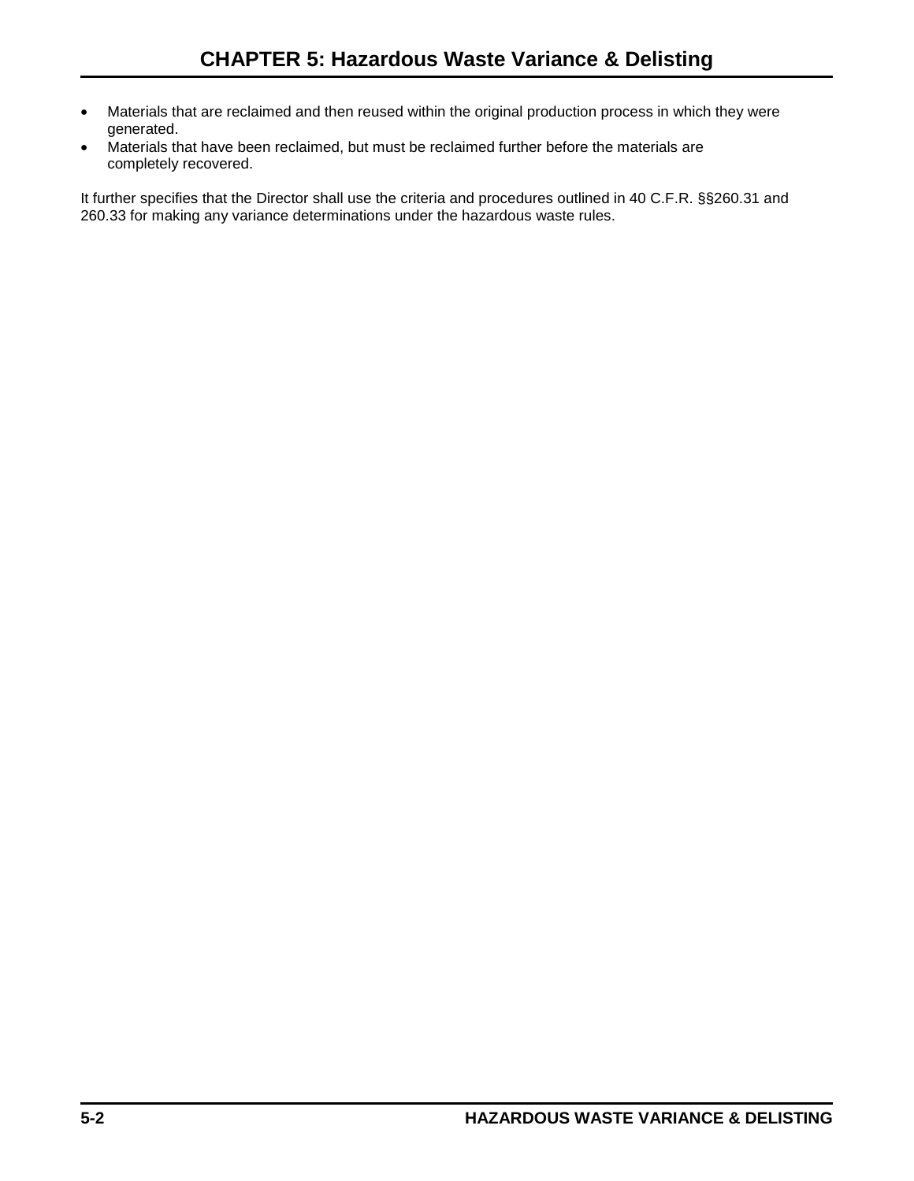- Materials that are reclaimed and then reused within the original production process in which they were generated.
- Materials that have been reclaimed, but must be reclaimed further before the materials are completely recovered.

It further specifies that the Director shall use the criteria and procedures outlined in 40 C.F.R. §§260.31 and 260.33 for making any variance determinations under the hazardous waste rules.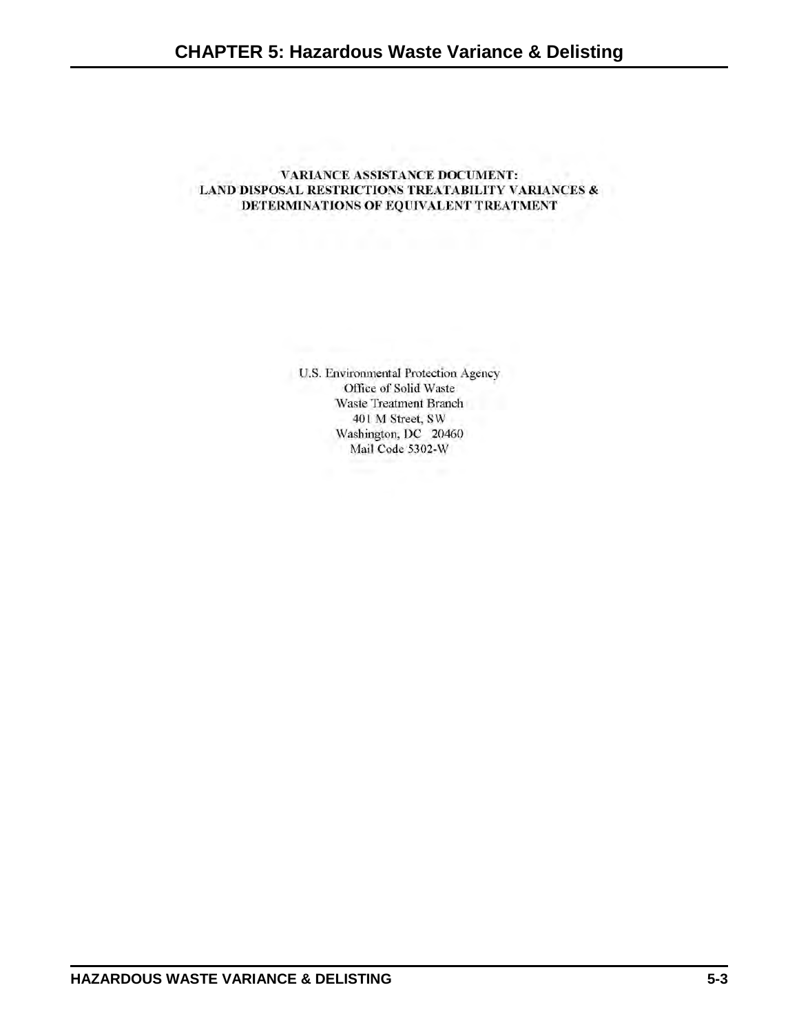# VARIANCE ASSISTANCE DOCUMENT:
# LAND DISPOSAL RESTRICTIONS TREATABILITY VARIANCES & DETERMINATIONS OF EQUIVALENT TREATMENT

U.S. Environmental Protection Agency
Office of Solid Waste
Waste Treatment Branch
401 M Street, SW
Washington, DC 20460
Mail Code 5302-W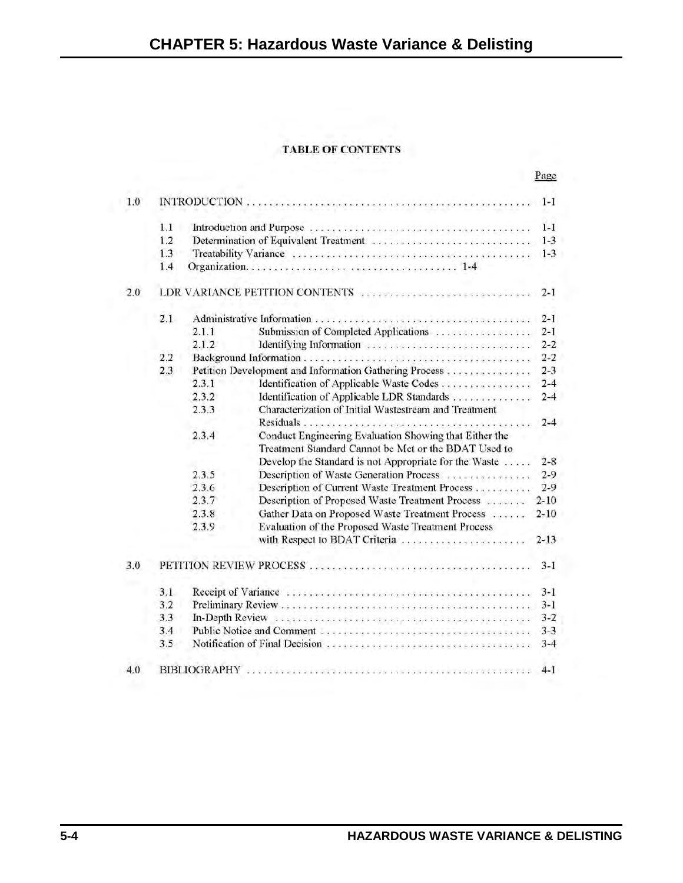# TABLE OF CONTENTS

| | | | | Page |
|---|---|---|---|---|
| 1.0 | INTRODUCTION | | | 1-1 |
| | 1.1 | Introduction and Purpose | | 1-1 |
| | 1.2 | Determination of Equivalent Treatment | | 1-3 |
| | 1.3 | Treatability Variance | | 1-3 |
| | 1.4 | Organization | | 1-4 |
| 2.0 | LDR VARIANCE PETITION CONTENTS | | | 2-1 |
| | 2.1 | Administrative Information | | 2-1 |
| | | 2.1.1 | Submission of Completed Applications | 2-1 |
| | | 2.1.2 | Identifying Information | 2-2 |
| | 2.2 | Background Information | | 2-2 |
| | 2.3 | Petition Development and Information Gathering Process | | 2-3 |
| | | 2.3.1 | Identification of Applicable Waste Codes | 2-4 |
| | | 2.3.2 | Identification of Applicable LDR Standards | 2-4 |
| | | 2.3.3 | Characterization of Initial Wastestream and Treatment Residuals | 2-4 |
| | | 2.3.4 | Conduct Engineering Evaluation Showing that Either the Treatment Standard Cannot be Met or the BDAT Used to Develop the Standard is not Appropriate for the Waste | 2-8 |
| | | 2.3.5 | Description of Waste Generation Process | 2-9 |
| | | 2.3.6 | Description of Current Waste Treatment Process | 2-9 |
| | | 2.3.7 | Description of Proposed Waste Treatment Process | 2-10 |
| | | 2.3.8 | Gather Data on Proposed Waste Treatment Process | 2-10 |
| | | 2.3.9 | Evaluation of the Proposed Waste Treatment Process with Respect to BDAT Criteria | 2-13 |
| 3.0 | PETITION REVIEW PROCESS | | | 3-1 |
| | 3.1 | Receipt of Variance | | 3-1 |
| | 3.2 | Preliminary Review | | 3-1 |
| | 3.3 | In-Depth Review | | 3-2 |
| | 3.4 | Public Notice and Comment | | 3-3 |
| | 3.5 | Notification of Final Decision | | 3-4 |
| 4.0 | BIBLIOGRAPHY | | | 4-1 |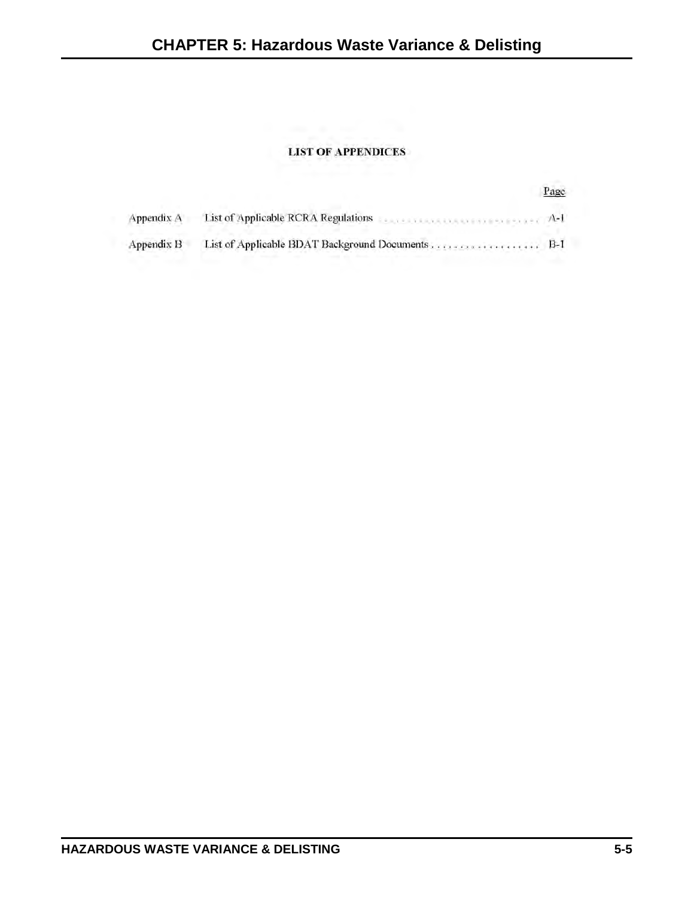## LIST OF APPENDICES

| | | Page |
|---|---|---|
| Appendix A | List of Applicable RCRA Regulations | A-1 |
| Appendix B | List of Applicable BDAT Background Documents | B-1 |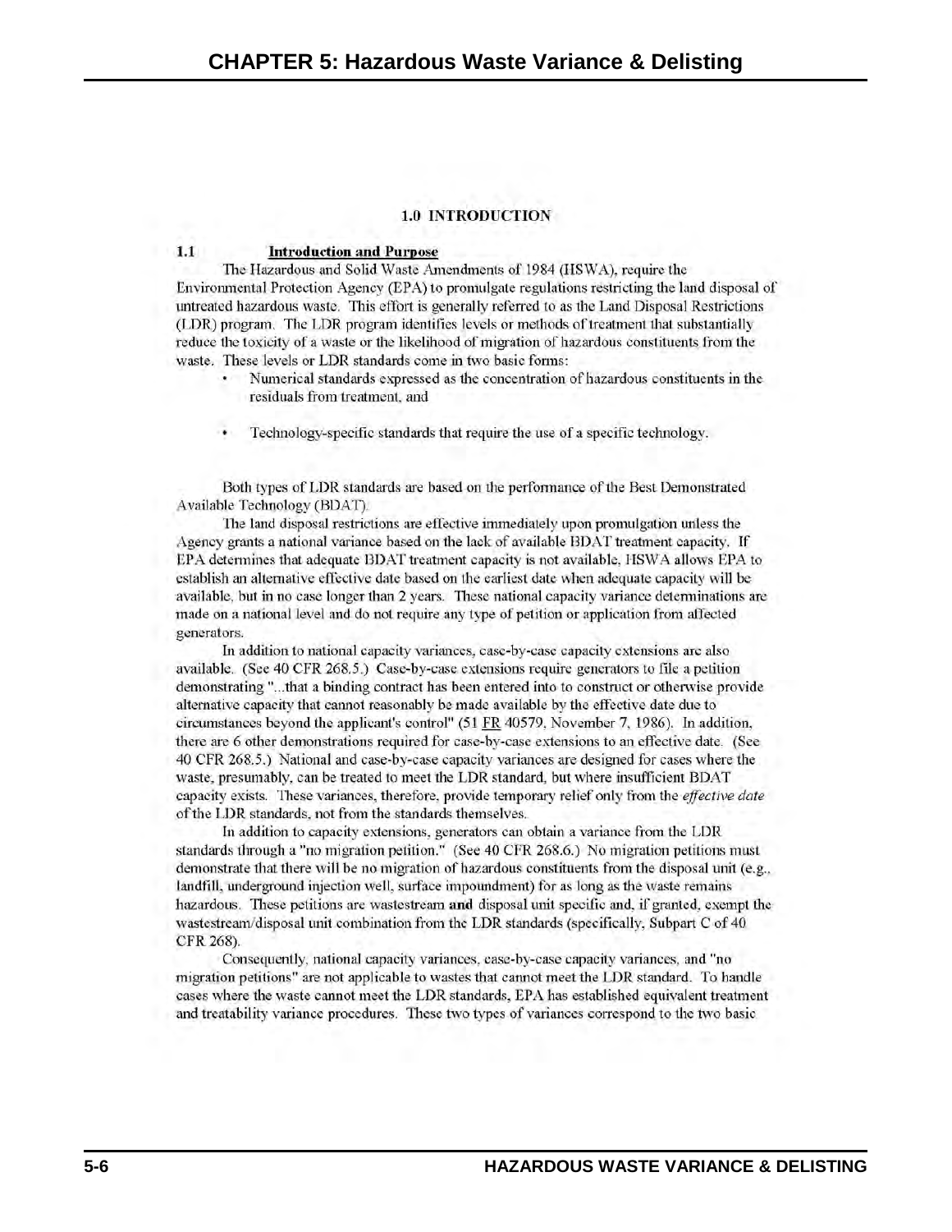## 1.0 INTRODUCTION

### 1.1 Introduction and Purpose

The Hazardous and Solid Waste Amendments of 1984 (HSWA), require the Environmental Protection Agency (EPA) to promulgate regulations restricting the land disposal of untreated hazardous waste. This effort is generally referred to as the Land Disposal Restrictions (LDR) program. The LDR program identifies levels or methods of treatment that substantially reduce the toxicity of a waste or the likelihood of migration of hazardous constituents from the waste. These levels or LDR standards come in two basic forms:

- Numerical standards expressed as the concentration of hazardous constituents in the residuals from treatment, and
- Technology-specific standards that require the use of a specific technology.

Both types of LDR standards are based on the performance of the Best Demonstrated Available Technology (BDAT).

The land disposal restrictions are effective immediately upon promulgation unless the Agency grants a national variance based on the lack of available BDAT treatment capacity. If EPA determines that adequate BDAT treatment capacity is not available, HSWA allows EPA to establish an alternative effective date based on the earliest date when adequate capacity will be available, but in no case longer than 2 years. These national capacity variance determinations are made on a national level and do not require any type of petition or application from affected generators.

In addition to national capacity variances, case-by-case capacity extensions are also available. (See 40 CFR 268.5.) Case-by-case extensions require generators to file a petition demonstrating "...that a binding contract has been entered into to construct or otherwise provide alternative capacity that cannot reasonably be made available by the effective date due to circumstances beyond the applicant's control" (51 FR 40579, November 7, 1986). In addition, there are 6 other demonstrations required for case-by-case extensions to an effective date. (See 40 CFR 268.5.) National and case-by-case capacity variances are designed for cases where the waste, presumably, can be treated to meet the LDR standard, but where insufficient BDAT capacity exists. These variances, therefore, provide temporary relief only from the *effective date* of the LDR standards, not from the standards themselves.

In addition to capacity extensions, generators can obtain a variance from the LDR standards through a "no migration petition." (See 40 CFR 268.6.) No migration petitions must demonstrate that there will be no migration of hazardous constituents from the disposal unit (e.g., landfill, underground injection well, surface impoundment) for as long as the waste remains hazardous. These petitions are wastestream **and** disposal unit specific and, if granted, exempt the wastestream/disposal unit combination from the LDR standards (specifically, Subpart C of 40 CFR 268).

Consequently, national capacity variances, case-by-case capacity variances, and "no migration petitions" are not applicable to wastes that cannot meet the LDR standard. To handle cases where the waste cannot meet the LDR standards, EPA has established equivalent treatment and treatability variance procedures. These two types of variances correspond to the two basic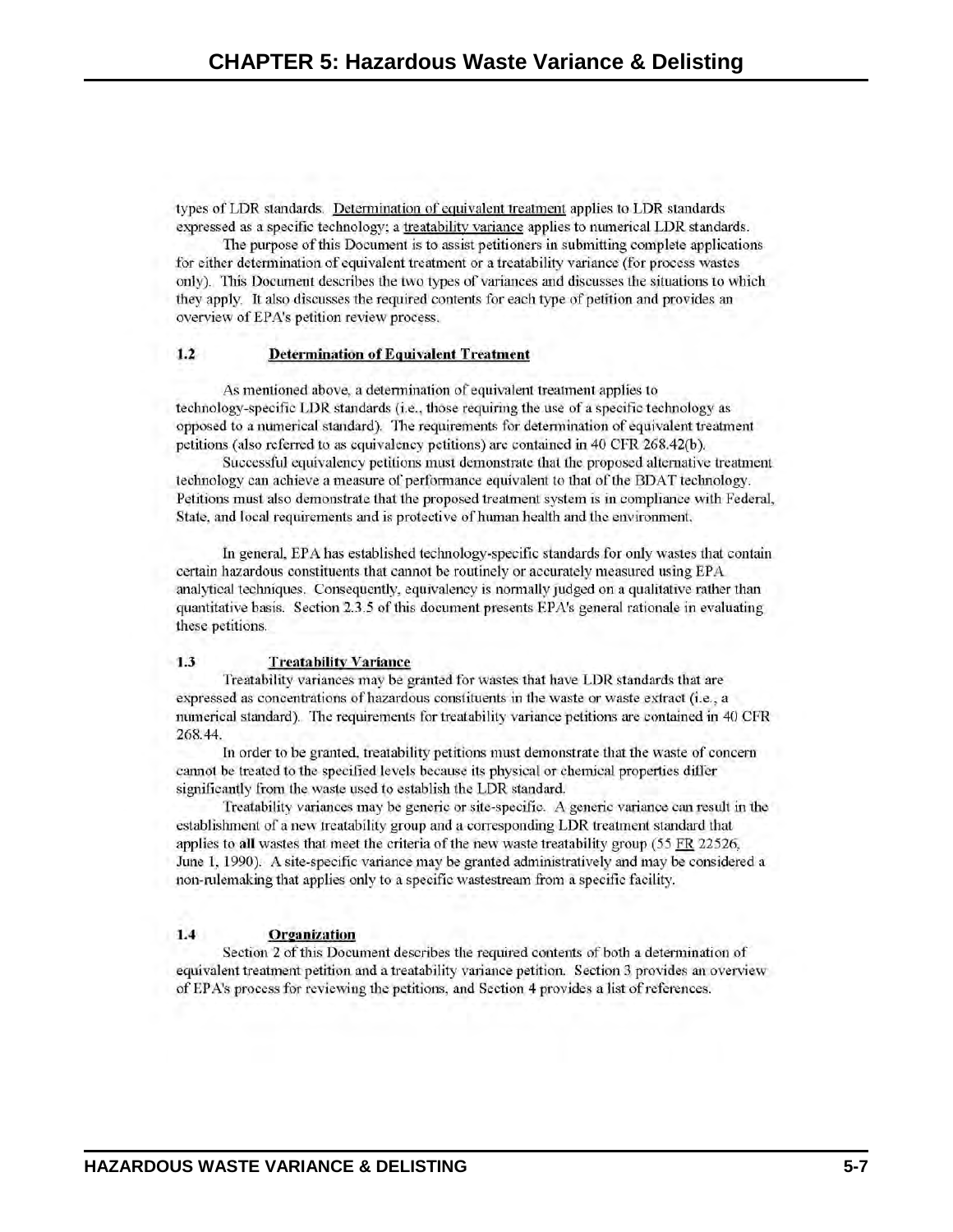types of LDR standards. Determination of equivalent treatment applies to LDR standards expressed as a specific technology; a treatability variance applies to numerical LDR standards.

The purpose of this Document is to assist petitioners in submitting complete applications for either determination of equivalent treatment or a treatability variance (for process wastes only). This Document describes the two types of variances and discusses the situations to which they apply. It also discusses the required contents for each type of petition and provides an overview of EPA's petition review process.

### 1.2 Determination of Equivalent Treatment

As mentioned above, a determination of equivalent treatment applies to technology-specific LDR standards (i.e., those requiring the use of a specific technology as opposed to a numerical standard). The requirements for determination of equivalent treatment petitions (also referred to as equivalency petitions) are contained in 40 CFR 268.42(b).

Successful equivalency petitions must demonstrate that the proposed alternative treatment technology can achieve a measure of performance equivalent to that of the BDAT technology. Petitions must also demonstrate that the proposed treatment system is in compliance with Federal, State, and local requirements and is protective of human health and the environment.

In general, EPA has established technology-specific standards for only wastes that contain certain hazardous constituents that cannot be routinely or accurately measured using EPA analytical techniques. Consequently, equivalency is normally judged on a qualitative rather than quantitative basis. Section 2.3.5 of this document presents EPA's general rationale in evaluating these petitions.

### 1.3 Treatability Variance

Treatability variances may be granted for wastes that have LDR standards that are expressed as concentrations of hazardous constituents in the waste or waste extract (i.e., a numerical standard). The requirements for treatability variance petitions are contained in 40 CFR 268.44.

In order to be granted, treatability petitions must demonstrate that the waste of concern cannot be treated to the specified levels because its physical or chemical properties differ significantly from the waste used to establish the LDR standard.

Treatability variances may be generic or site-specific. A generic variance can result in the establishment of a new treatability group and a corresponding LDR treatment standard that applies to **all** wastes that meet the criteria of the new waste treatability group (55 FR 22526, June 1, 1990). A site-specific variance may be granted administratively and may be considered a non-rulemaking that applies only to a specific wastestream from a specific facility.

### 1.4 Organization

Section 2 of this Document describes the required contents of both a determination of equivalent treatment petition and a treatability variance petition. Section 3 provides an overview of EPA's process for reviewing the petitions, and Section 4 provides a list of references.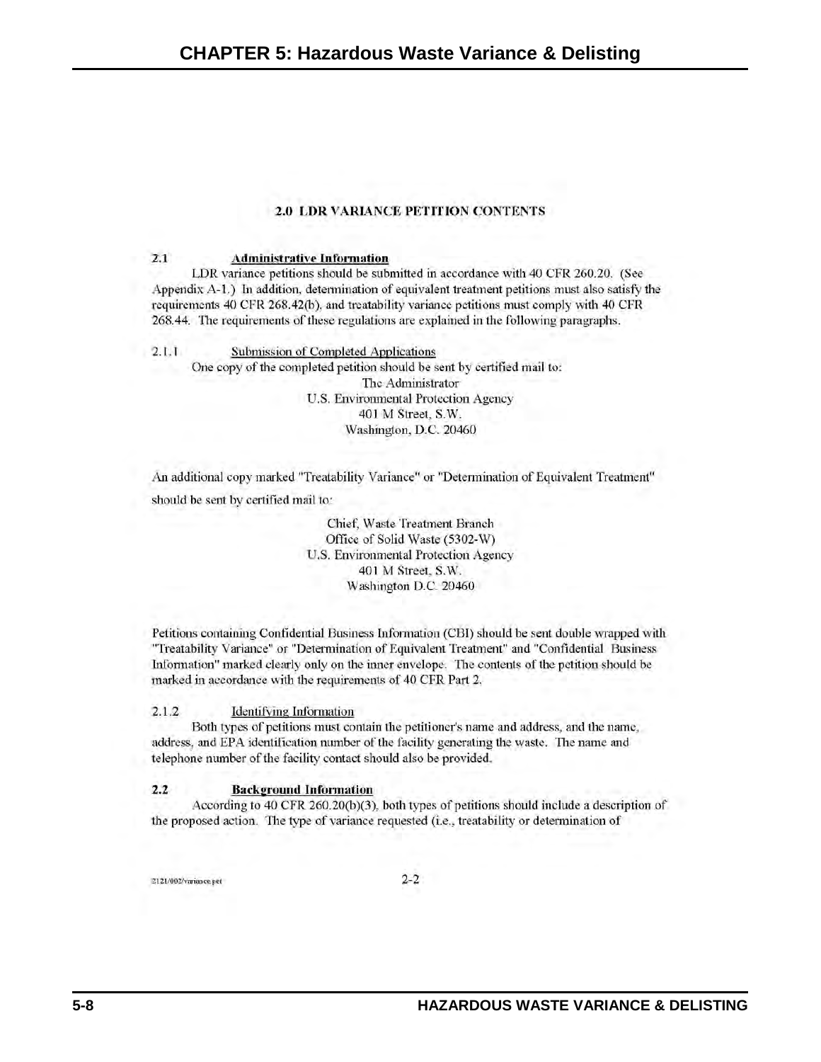## 2.0 LDR VARIANCE PETITION CONTENTS

### 2.1 Administrative Information

LDR variance petitions should be submitted in accordance with 40 CFR 260.20. (See Appendix A-1.) In addition, determination of equivalent treatment petitions must also satisfy the requirements 40 CFR 268.42(b), and treatability variance petitions must comply with 40 CFR 268.44. The requirements of these regulations are explained in the following paragraphs.

#### 2.1.1 Submission of Completed Applications

One copy of the completed petition should be sent by certified mail to:

The Administrator
U.S. Environmental Protection Agency
401 M Street, S.W.
Washington, D.C. 20460

An additional copy marked "Treatability Variance" or "Determination of Equivalent Treatment" should be sent by certified mail to:

Chief, Waste Treatment Branch
Office of Solid Waste (5302-W)
U.S. Environmental Protection Agency
401 M Street, S.W.
Washington D.C. 20460

Petitions containing Confidential Business Information (CBI) should be sent double wrapped with "Treatability Variance" or "Determination of Equivalent Treatment" and "Confidential Business Information" marked clearly only on the inner envelope. The contents of the petition should be marked in accordance with the requirements of 40 CFR Part 2.

#### 2.1.2 Identifying Information

Both types of petitions must contain the petitioner's name and address, and the name, address, and EPA identification number of the facility generating the waste. The name and telephone number of the facility contact should also be provided.

### 2.2 Background Information

According to 40 CFR 260.20(b)(3), both types of petitions should include a description of the proposed action. The type of variance requested (i.e., treatability or determination of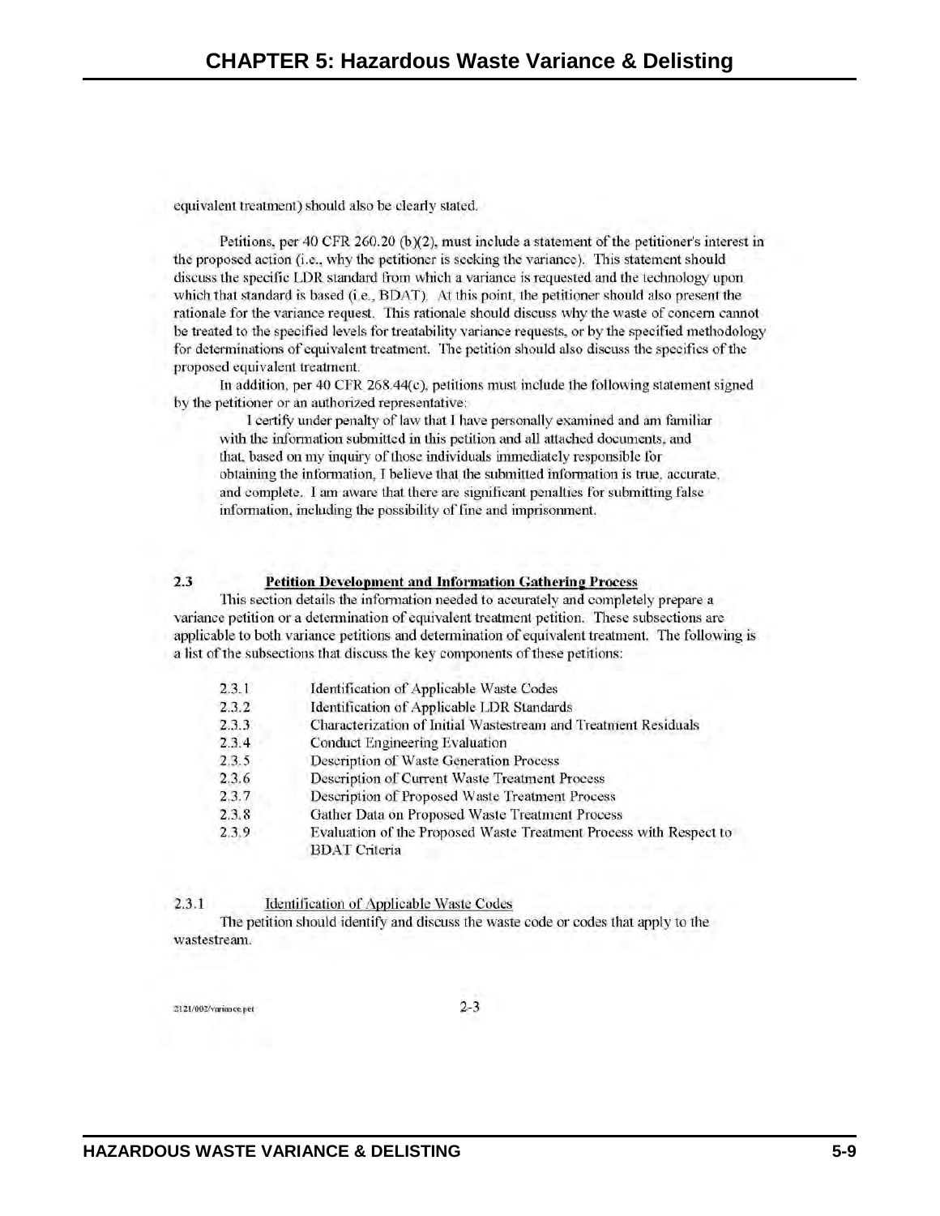equivalent treatment) should also be clearly stated.

Petitions, per 40 CFR 260.20 (b)(2), must include a statement of the petitioner's interest in the proposed action (i.e., why the petitioner is seeking the variance). This statement should discuss the specific LDR standard from which a variance is requested and the technology upon which that standard is based (i.e., BDAT). At this point, the petitioner should also present the rationale for the variance request. This rationale should discuss why the waste of concern cannot be treated to the specified levels for treatability variance requests, or by the specified methodology for determinations of equivalent treatment. The petition should also discuss the specifics of the proposed equivalent treatment.

In addition, per 40 CFR 268.44(c), petitions must include the following statement signed by the petitioner or an authorized representative:

> I certify under penalty of law that I have personally examined and am familiar with the information submitted in this petition and all attached documents, and that, based on my inquiry of those individuals immediately responsible for obtaining the information, I believe that the submitted information is true, accurate, and complete. I am aware that there are significant penalties for submitting false information, including the possibility of fine and imprisonment.

## 2.3 Petition Development and Information Gathering Process

This section details the information needed to accurately and completely prepare a variance petition or a determination of equivalent treatment petition. These subsections are applicable to both variance petitions and determination of equivalent treatment. The following is a list of the subsections that discuss the key components of these petitions:

- 2.3.1 Identification of Applicable Waste Codes
- 2.3.2 Identification of Applicable LDR Standards
- 2.3.3 Characterization of Initial Wastestream and Treatment Residuals
- 2.3.4 Conduct Engineering Evaluation
- 2.3.5 Description of Waste Generation Process
- 2.3.6 Description of Current Waste Treatment Process
- 2.3.7 Description of Proposed Waste Treatment Process
- 2.3.8 Gather Data on Proposed Waste Treatment Process
- 2.3.9 Evaluation of the Proposed Waste Treatment Process with Respect to BDAT Criteria

### 2.3.1 Identification of Applicable Waste Codes

The petition should identify and discuss the waste code or codes that apply to the wastestream.

2121/002/variance.pet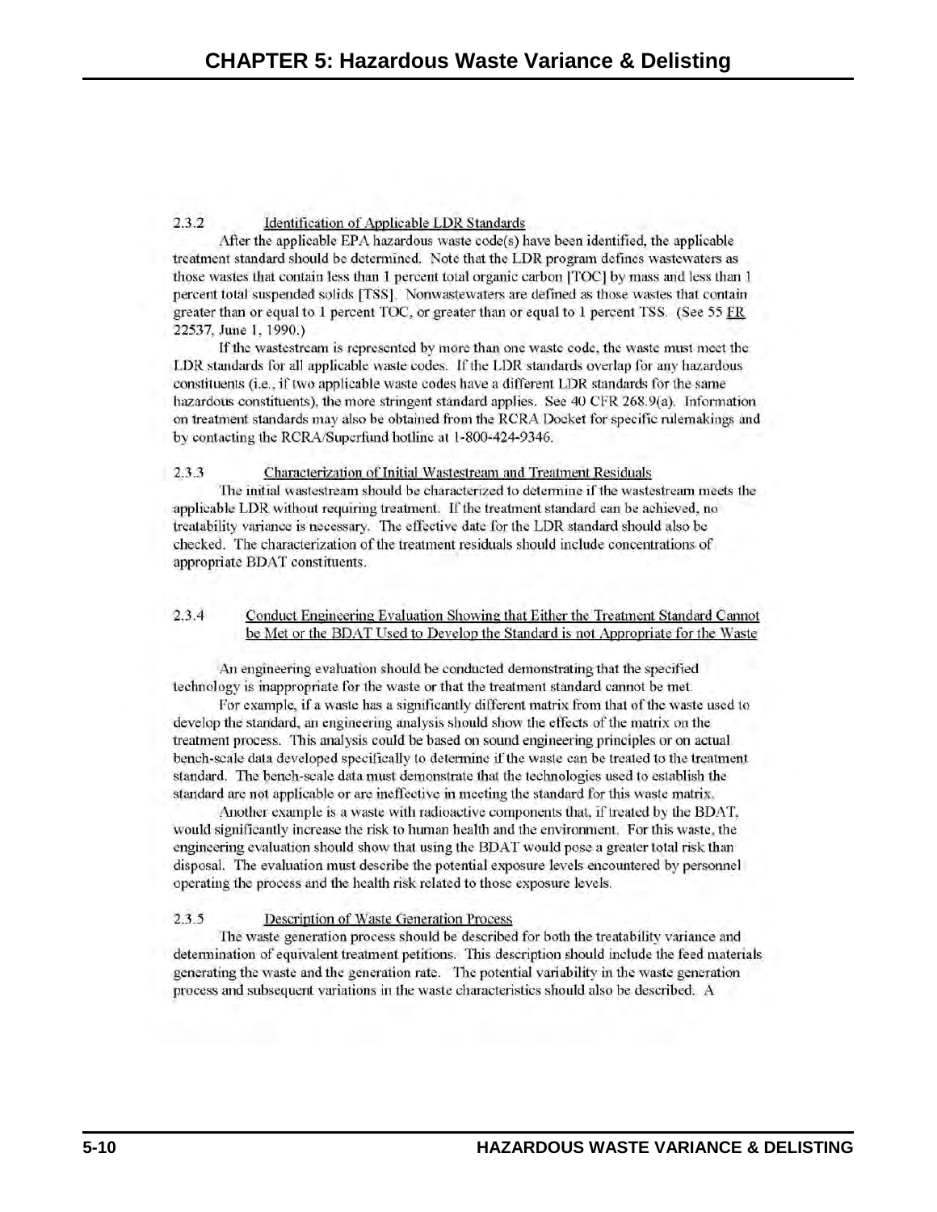#### 2.3.2 Identification of Applicable LDR Standards

After the applicable EPA hazardous waste code(s) have been identified, the applicable treatment standard should be determined. Note that the LDR program defines wastewaters as those wastes that contain less than 1 percent total organic carbon [TOC] by mass and less than 1 percent total suspended solids [TSS]. Nonwastewaters are defined as those wastes that contain greater than or equal to 1 percent TOC, or greater than or equal to 1 percent TSS. (See 55 FR 22537, June 1, 1990.)

If the wastestream is represented by more than one waste code, the waste must meet the LDR standards for all applicable waste codes. If the LDR standards overlap for any hazardous constituents (i.e., if two applicable waste codes have a different LDR standards for the same hazardous constituents), the more stringent standard applies. See 40 CFR 268.9(a). Information on treatment standards may also be obtained from the RCRA Docket for specific rulemakings and by contacting the RCRA/Superfund hotline at 1-800-424-9346.

#### 2.3.3 Characterization of Initial Wastestream and Treatment Residuals

The initial wastestream should be characterized to determine if the wastestream meets the applicable LDR without requiring treatment. If the treatment standard can be achieved, no treatability variance is necessary. The effective date for the LDR standard should also be checked. The characterization of the treatment residuals should include concentrations of appropriate BDAT constituents.

#### 2.3.4 Conduct Engineering Evaluation Showing that Either the Treatment Standard Cannot be Met or the BDAT Used to Develop the Standard is not Appropriate for the Waste

An engineering evaluation should be conducted demonstrating that the specified technology is inappropriate for the waste or that the treatment standard cannot be met.

For example, if a waste has a significantly different matrix from that of the waste used to develop the standard, an engineering analysis should show the effects of the matrix on the treatment process. This analysis could be based on sound engineering principles or on actual bench-scale data developed specifically to determine if the waste can be treated to the treatment standard. The bench-scale data must demonstrate that the technologies used to establish the standard are not applicable or are ineffective in meeting the standard for this waste matrix.

Another example is a waste with radioactive components that, if treated by the BDAT, would significantly increase the risk to human health and the environment. For this waste, the engineering evaluation should show that using the BDAT would pose a greater total risk than disposal. The evaluation must describe the potential exposure levels encountered by personnel operating the process and the health risk related to those exposure levels.

#### 2.3.5 Description of Waste Generation Process

The waste generation process should be described for both the treatability variance and determination of equivalent treatment petitions. This description should include the feed materials generating the waste and the generation rate. The potential variability in the waste generation process and subsequent variations in the waste characteristics should also be described. A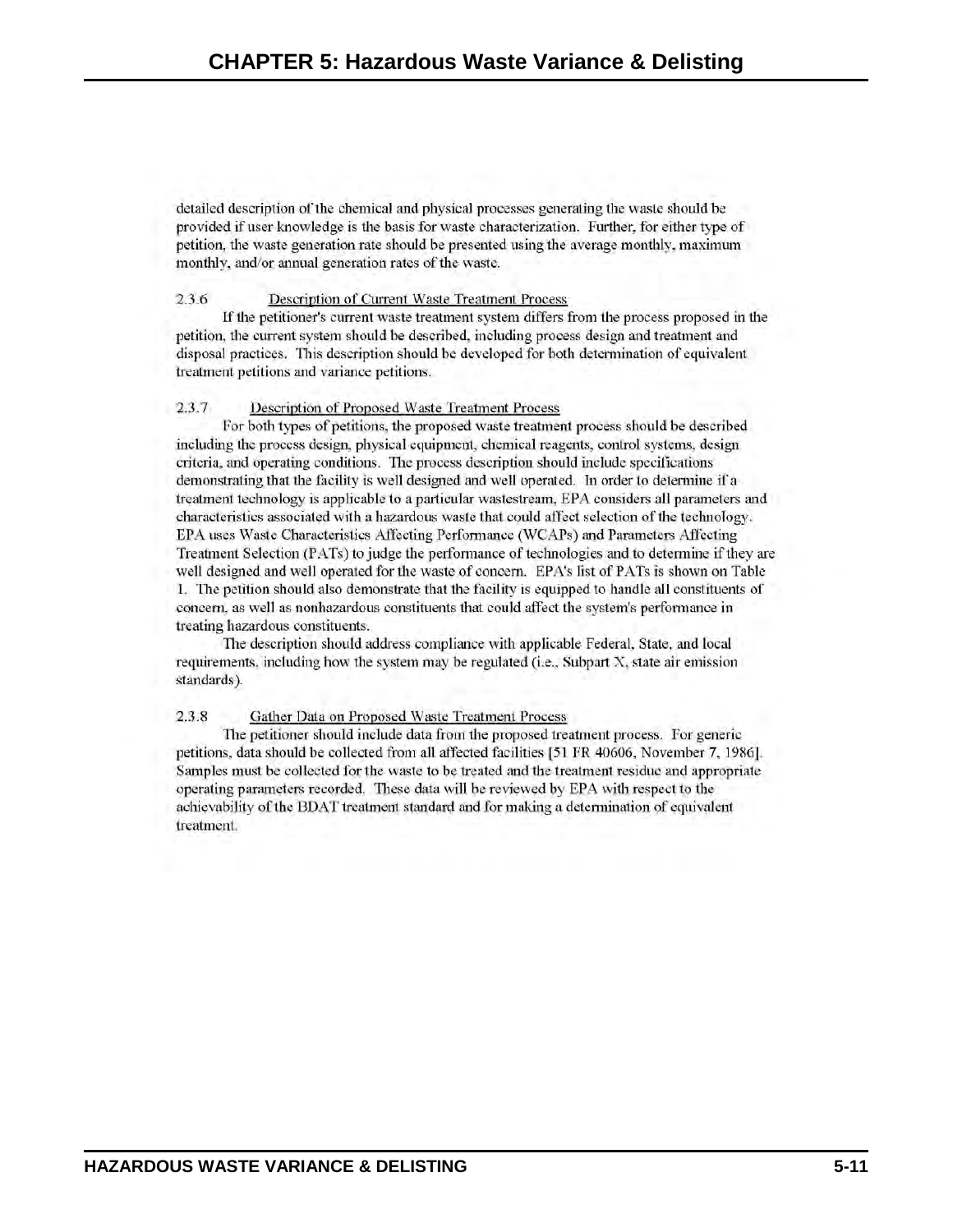detailed description of the chemical and physical processes generating the waste should be provided if user knowledge is the basis for waste characterization. Further, for either type of petition, the waste generation rate should be presented using the average monthly, maximum monthly, and/or annual generation rates of the waste.

2.3.6 Description of Current Waste Treatment Process

If the petitioner's current waste treatment system differs from the process proposed in the petition, the current system should be described, including process design and treatment and disposal practices. This description should be developed for both determination of equivalent treatment petitions and variance petitions.

2.3.7 Description of Proposed Waste Treatment Process

For both types of petitions, the proposed waste treatment process should be described including the process design, physical equipment, chemical reagents, control systems, design criteria, and operating conditions. The process description should include specifications demonstrating that the facility is well designed and well operated. In order to determine if a treatment technology is applicable to a particular wastestream, EPA considers all parameters and characteristics associated with a hazardous waste that could affect selection of the technology. EPA uses Waste Characteristics Affecting Performance (WCAPs) and Parameters Affecting Treatment Selection (PATs) to judge the performance of technologies and to determine if they are well designed and well operated for the waste of concern. EPA's list of PATs is shown on Table 1. The petition should also demonstrate that the facility is equipped to handle all constituents of concern, as well as nonhazardous constituents that could affect the system's performance in treating hazardous constituents.

The description should address compliance with applicable Federal, State, and local requirements, including how the system may be regulated (i.e., Subpart X, state air emission standards).

2.3.8 Gather Data on Proposed Waste Treatment Process

The petitioner should include data from the proposed treatment process. For generic petitions, data should be collected from all affected facilities [51 FR 40606, November 7, 1986]. Samples must be collected for the waste to be treated and the treatment residue and appropriate operating parameters recorded. These data will be reviewed by EPA with respect to the achievability of the BDAT treatment standard and for making a determination of equivalent treatment.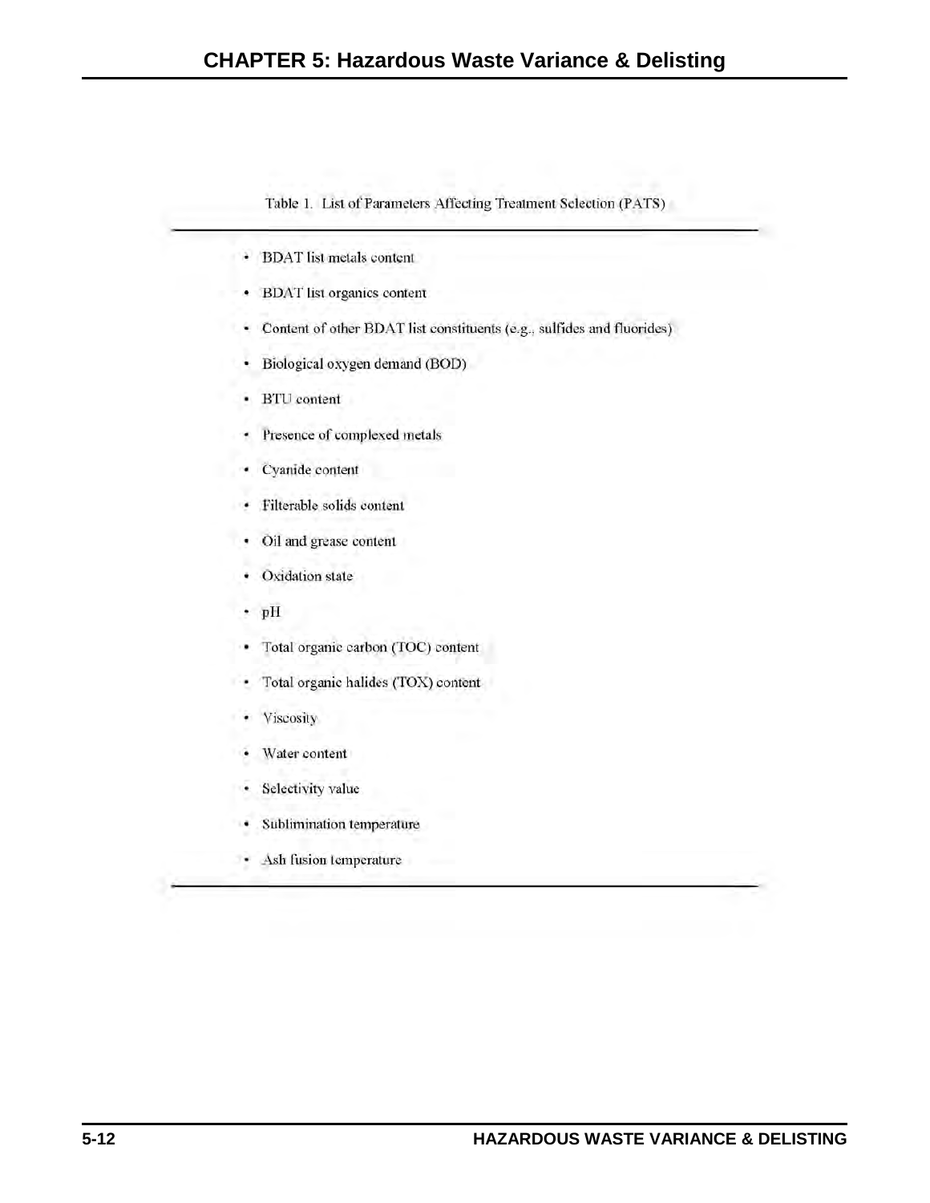Table 1. List of Parameters Affecting Treatment Selection (PATS)

- BDAT list metals content
- BDAT list organics content
- Content of other BDAT list constituents (e.g., sulfides and fluorides)
- Biological oxygen demand (BOD)
- BTU content
- Presence of complexed metals
- Cyanide content
- Filterable solids content
- Oil and grease content
- Oxidation state
- pH
- Total organic carbon (TOC) content
- Total organic halides (TOX) content
- Viscosity
- Water content
- Selectivity value
- Sublimination temperature
- Ash fusion temperature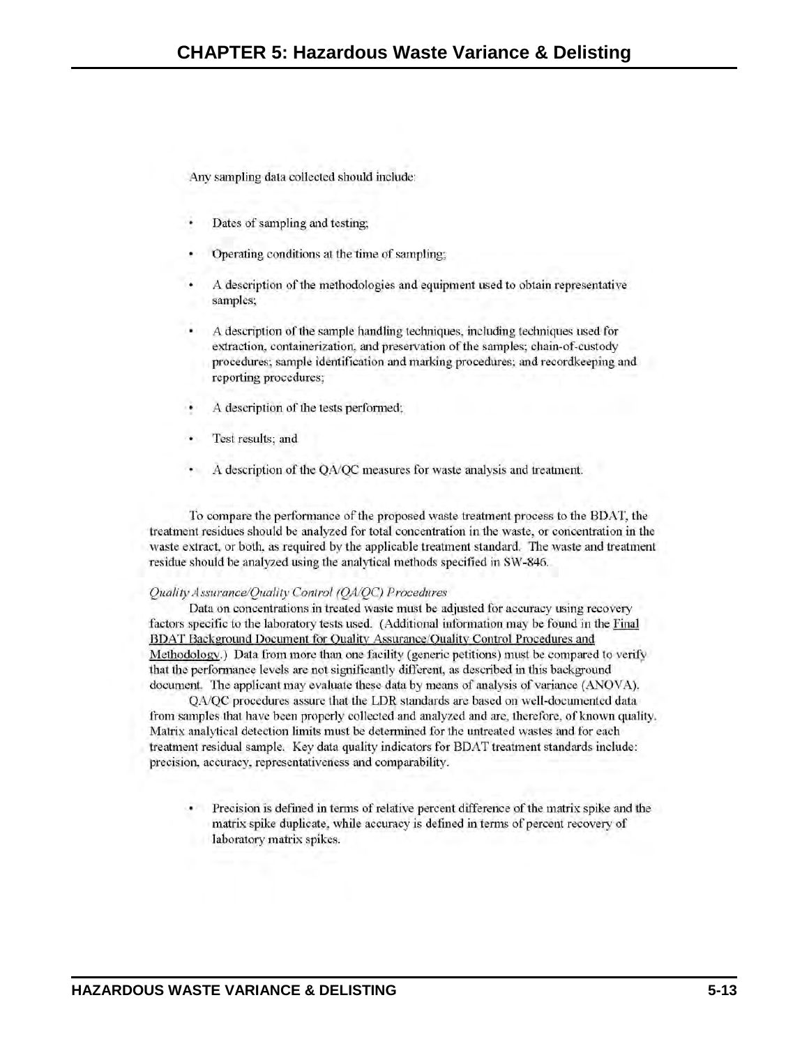Any sampling data collected should include:

- Dates of sampling and testing;
- Operating conditions at the time of sampling;
- A description of the methodologies and equipment used to obtain representative samples;
- A description of the sample handling techniques, including techniques used for extraction, containerization, and preservation of the samples; chain-of-custody procedures; sample identification and marking procedures; and recordkeeping and reporting procedures;
- A description of the tests performed;
- Test results; and
- A description of the QA/QC measures for waste analysis and treatment.

To compare the performance of the proposed waste treatment process to the BDAT, the treatment residues should be analyzed for total concentration in the waste, or concentration in the waste extract, or both, as required by the applicable treatment standard. The waste and treatment residue should be analyzed using the analytical methods specified in SW-846.

*Quality Assurance/Quality Control (QA/QC) Procedures*

Data on concentrations in treated waste must be adjusted for accuracy using recovery factors specific to the laboratory tests used. (Additional information may be found in the Final BDAT Background Document for Quality Assurance/Quality Control Procedures and Methodology.) Data from more than one facility (generic petitions) must be compared to verify that the performance levels are not significantly different, as described in this background document. The applicant may evaluate these data by means of analysis of variance (ANOVA).

QA/QC procedures assure that the LDR standards are based on well-documented data from samples that have been properly collected and analyzed and are, therefore, of known quality. Matrix analytical detection limits must be determined for the untreated wastes and for each treatment residual sample. Key data quality indicators for BDAT treatment standards include: precision, accuracy, representativeness and comparability.

- Precision is defined in terms of relative percent difference of the matrix spike and the matrix spike duplicate, while accuracy is defined in terms of percent recovery of laboratory matrix spikes.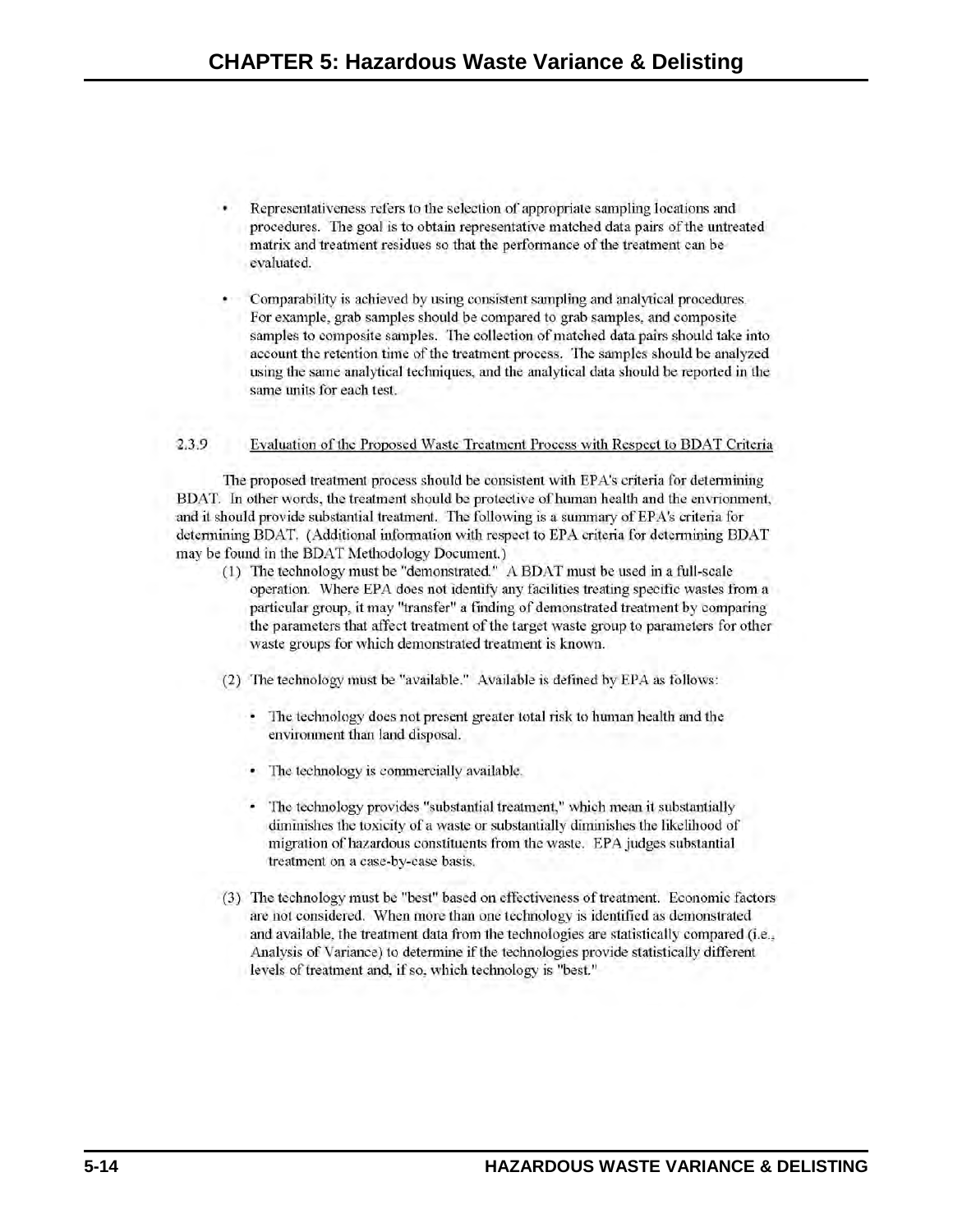- Representativeness refers to the selection of appropriate sampling locations and procedures. The goal is to obtain representative matched data pairs of the untreated matrix and treatment residues so that the performance of the treatment can be evaluated.

- Comparability is achieved by using consistent sampling and analytical procedures. For example, grab samples should be compared to grab samples, and composite samples to composite samples. The collection of matched data pairs should take into account the retention time of the treatment process. The samples should be analyzed using the same analytical techniques, and the analytical data should be reported in the same units for each test.

2.3.9 Evaluation of the Proposed Waste Treatment Process with Respect to BDAT Criteria

The proposed treatment process should be consistent with EPA's criteria for determining BDAT. In other words, the treatment should be protective of human health and the envrionment, and it should provide substantial treatment. The following is a summary of EPA's criteria for determining BDAT. (Additional information with respect to EPA criteria for determining BDAT may be found in the BDAT Methodology Document.)

(1) The technology must be "demonstrated." A BDAT must be used in a full-scale operation. Where EPA does not identify any facilities treating specific wastes from a particular group, it may "transfer" a finding of demonstrated treatment by comparing the parameters that affect treatment of the target waste group to parameters for other waste groups for which demonstrated treatment is known.

(2) The technology must be "available." Available is defined by EPA as follows:

- The technology does not present greater total risk to human health and the environment than land disposal.

- The technology is commercially available.

- The technology provides "substantial treatment," which mean it substantially diminishes the toxicity of a waste or substantially diminishes the likelihood of migration of hazardous constituents from the waste. EPA judges substantial treatment on a case-by-case basis.

(3) The technology must be "best" based on effectiveness of treatment. Economic factors are not considered. When more than one technology is identified as demonstrated and available, the treatment data from the technologies are statistically compared (i.e., Analysis of Variance) to determine if the technologies provide statistically different levels of treatment and, if so, which technology is "best."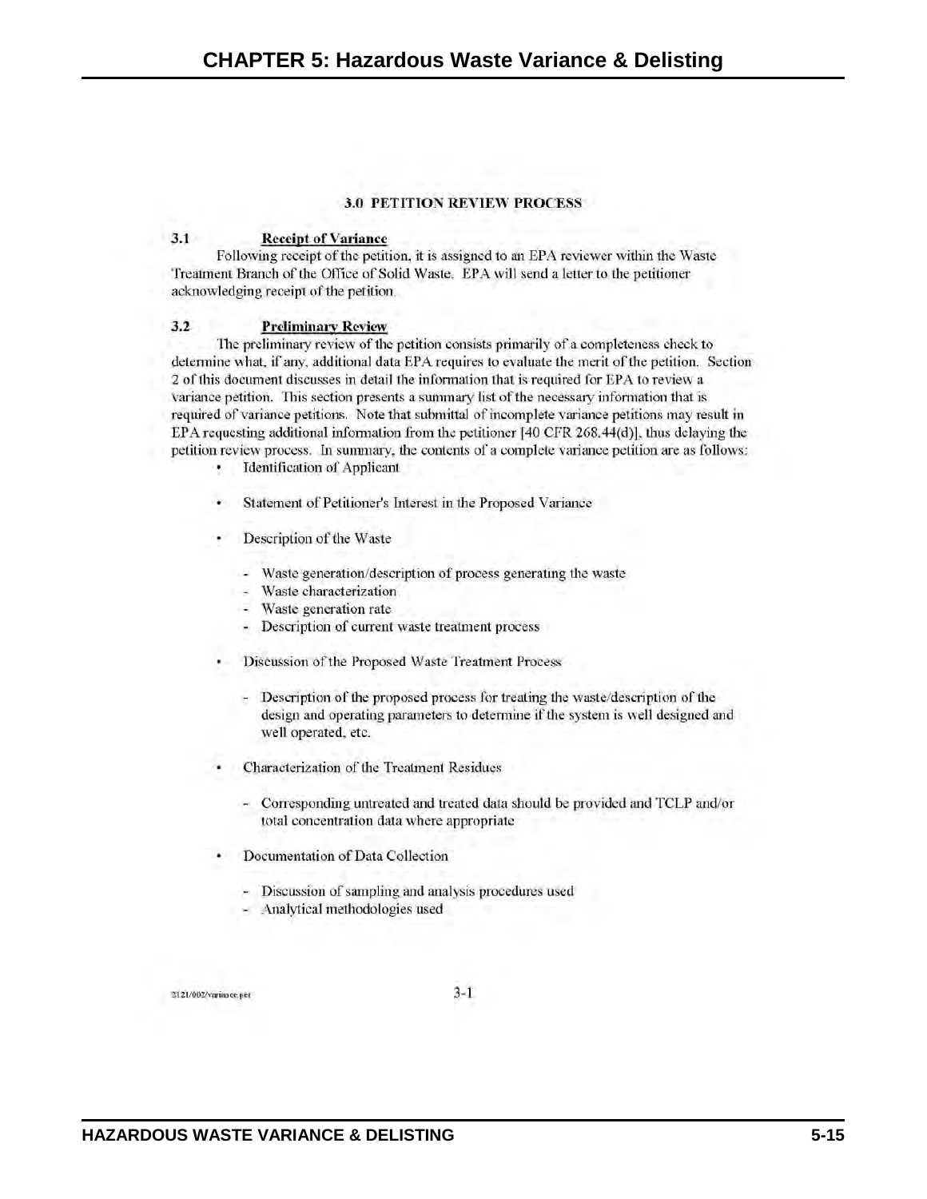## 3.0 PETITION REVIEW PROCESS

### 3.1 Receipt of Variance

Following receipt of the petition, it is assigned to an EPA reviewer within the Waste Treatment Branch of the Office of Solid Waste. EPA will send a letter to the petitioner acknowledging receipt of the petition.

### 3.2 Preliminary Review

The preliminary review of the petition consists primarily of a completeness check to determine what, if any, additional data EPA requires to evaluate the merit of the petition. Section 2 of this document discusses in detail the information that is required for EPA to review a variance petition. This section presents a summary list of the necessary information that is required of variance petitions. Note that submittal of incomplete variance petitions may result in EPA requesting additional information from the petitioner [40 CFR 268.44(d)], thus delaying the petition review process. In summary, the contents of a complete variance petition are as follows:

- Identification of Applicant
- Statement of Petitioner's Interest in the Proposed Variance
- Description of the Waste
  - Waste generation/description of process generating the waste
  - Waste characterization
  - Waste generation rate
  - Description of current waste treatment process
- Discussion of the Proposed Waste Treatment Process
  - Description of the proposed process for treating the waste/description of the design and operating parameters to determine if the system is well designed and well operated, etc.
- Characterization of the Treatment Residues
  - Corresponding untreated and treated data should be provided and TCLP and/or total concentration data where appropriate
- Documentation of Data Collection
  - Discussion of sampling and analysis procedures used
  - Analytical methodologies used

2121/002/variance.pet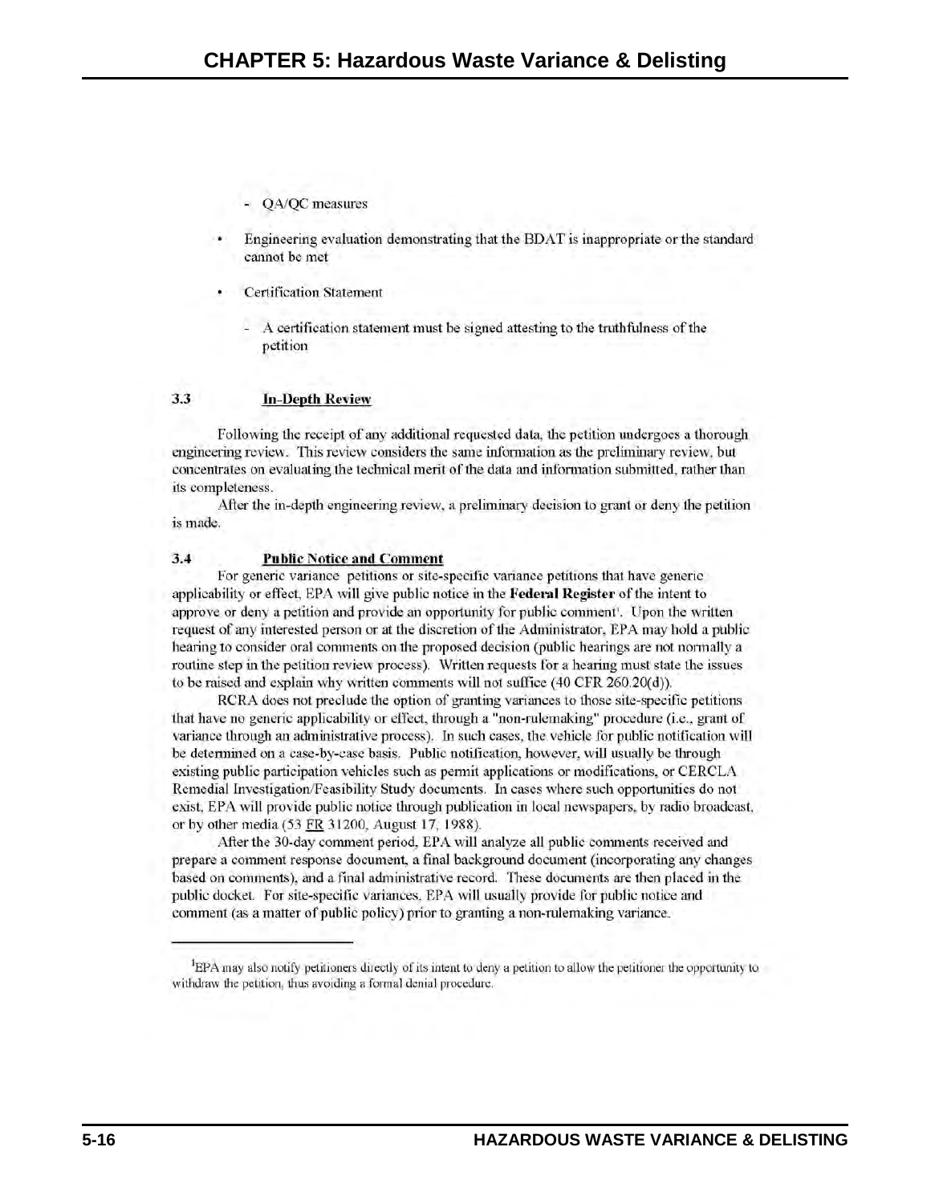- QA/QC measures

- Engineering evaluation demonstrating that the BDAT is inappropriate or the standard cannot be met

- Certification Statement

  - A certification statement must be signed attesting to the truthfulness of the petition

### 3.3 In-Depth Review

Following the receipt of any additional requested data, the petition undergoes a thorough engineering review. This review considers the same information as the preliminary review, but concentrates on evaluating the technical merit of the data and information submitted, rather than its completeness.

After the in-depth engineering review, a preliminary decision to grant or deny the petition is made.

### 3.4 Public Notice and Comment

For generic variance petitions or site-specific variance petitions that have generic applicability or effect, EPA will give public notice in the **Federal Register** of the intent to approve or deny a petition and provide an opportunity for public comment[1]. Upon the written request of any interested person or at the discretion of the Administrator, EPA may hold a public hearing to consider oral comments on the proposed decision (public hearings are not normally a routine step in the petition review process). Written requests for a hearing must state the issues to be raised and explain why written comments will not suffice (40 CFR 260.20(d)).

RCRA does not preclude the option of granting variances to those site-specific petitions that have no generic applicability or effect, through a "non-rulemaking" procedure (i.e., grant of variance through an administrative process). In such cases, the vehicle for public notification will be determined on a case-by-case basis. Public notification, however, will usually be through existing public participation vehicles such as permit applications or modifications, or CERCLA Remedial Investigation/Feasibility Study documents. In cases where such opportunities do not exist, EPA will provide public notice through publication in local newspapers, by radio broadcast, or by other media (53 FR 31200, August 17, 1988).

After the 30-day comment period, EPA will analyze all public comments received and prepare a comment response document, a final background document (incorporating any changes based on comments), and a final administrative record. These documents are then placed in the public docket. For site-specific variances, EPA will usually provide for public notice and comment (as a matter of public policy) prior to granting a non-rulemaking variance.

---

[1] EPA may also notify petitioners directly of its intent to deny a petition to allow the petitioner the opportunity to withdraw the petition, thus avoiding a formal denial procedure.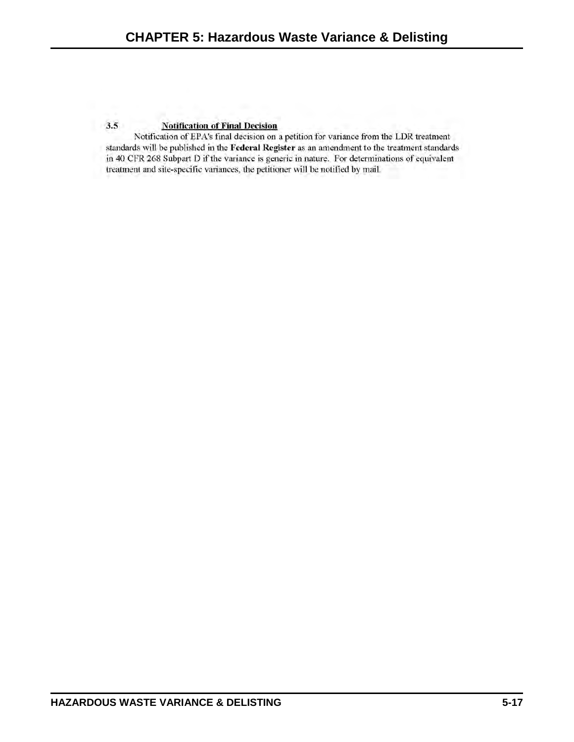### 3.5 Notification of Final Decision

Notification of EPA's final decision on a petition for variance from the LDR treatment standards will be published in the **Federal Register** as an amendment to the treatment standards in 40 CFR 268 Subpart D if the variance is generic in nature. For determinations of equivalent treatment and site-specific variances, the petitioner will be notified by mail.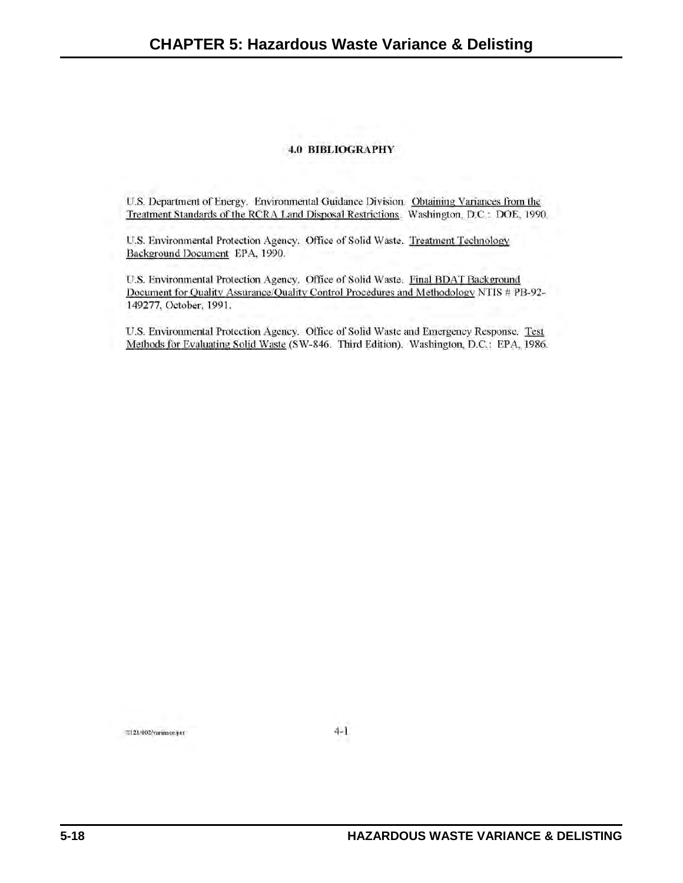## 4.0 BIBLIOGRAPHY

U.S. Department of Energy. Environmental Guidance Division. Obtaining Variances from the Treatment Standards of the RCRA Land Disposal Restrictions. Washington, D.C.: DOE, 1990.

U.S. Environmental Protection Agency. Office of Solid Waste. Treatment Technology Background Document EPA, 1990.

U.S. Environmental Protection Agency. Office of Solid Waste. Final BDAT Background Document for Quality Assurance/Quality Control Procedures and Methodology NTIS # PB-92-149277, October, 1991.

U.S. Environmental Protection Agency. Office of Solid Waste and Emergency Response. Test Methods for Evaluating Solid Waste (SW-846. Third Edition). Washington, D.C.: EPA, 1986.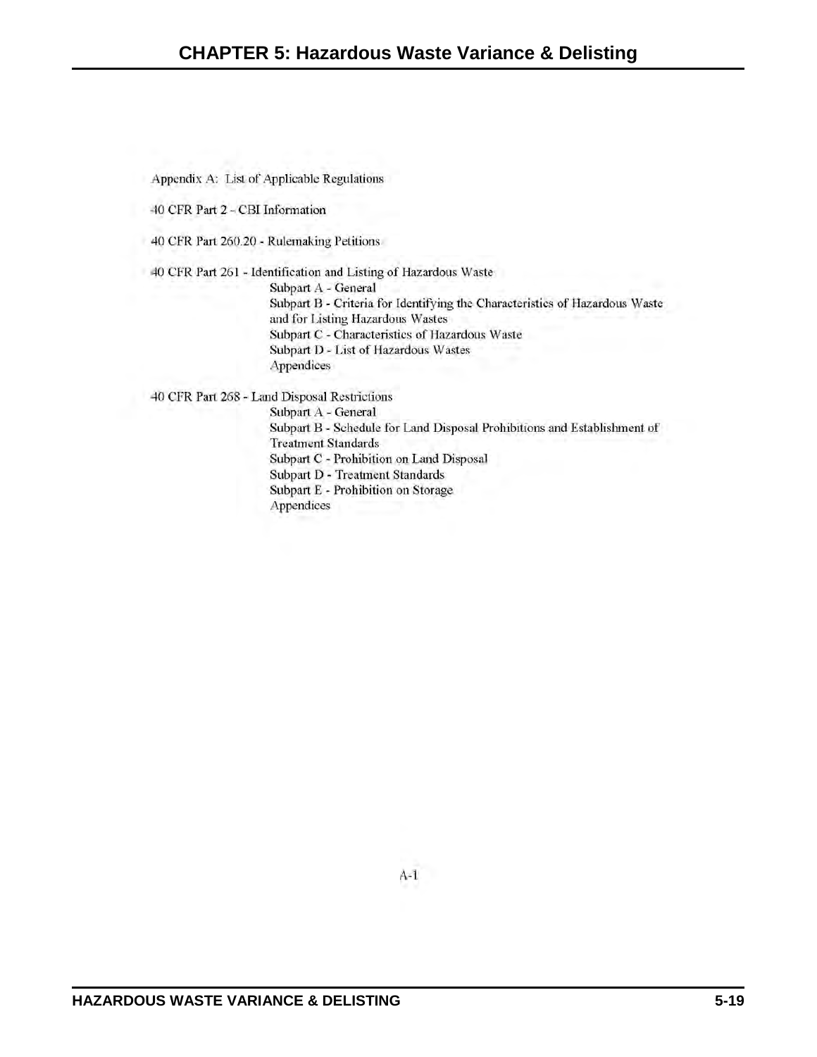Appendix A: List of Applicable Regulations

40 CFR Part 2 – CBI Information

40 CFR Part 260.20 - Rulemaking Petitions

40 CFR Part 261 - Identification and Listing of Hazardous Waste

- Subpart A - General
- Subpart B - Criteria for Identifying the Characteristics of Hazardous Waste and for Listing Hazardous Wastes
- Subpart C - Characteristics of Hazardous Waste
- Subpart D - List of Hazardous Wastes
- Appendices

40 CFR Part 268 - Land Disposal Restrictions

- Subpart A - General
- Subpart B - Schedule for Land Disposal Prohibitions and Establishment of Treatment Standards
- Subpart C - Prohibition on Land Disposal
- Subpart D - Treatment Standards
- Subpart E - Prohibition on Storage
- Appendices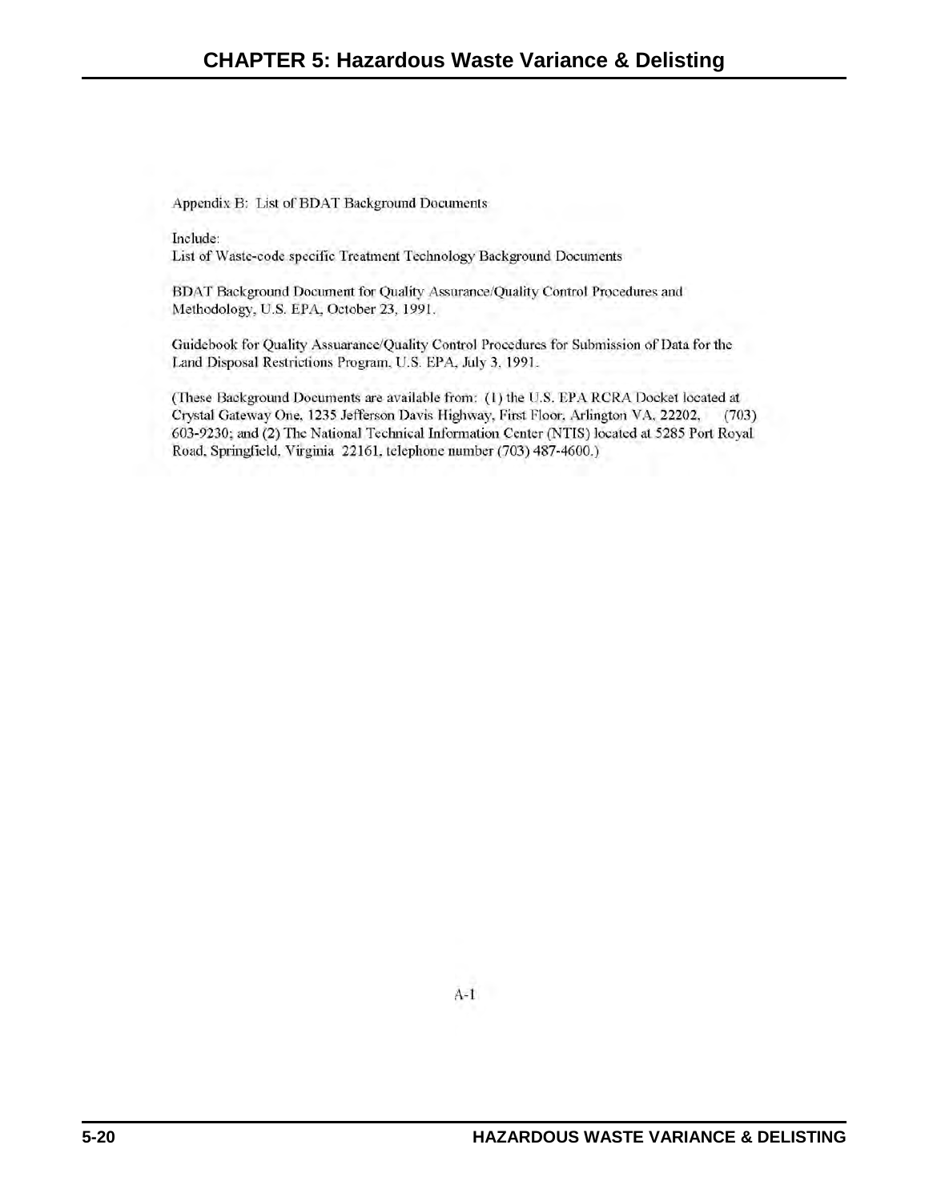Appendix B: List of BDAT Background Documents

Include:
List of Waste-code specific Treatment Technology Background Documents

BDAT Background Document for Quality Assurance/Quality Control Procedures and Methodology, U.S. EPA, October 23, 1991.

Guidebook for Quality Assuarance/Quality Control Procedures for Submission of Data for the Land Disposal Restrictions Program, U.S. EPA, July 3, 1991.

(These Background Documents are available from: (1) the U.S. EPA RCRA Docket located at Crystal Gateway One, 1235 Jefferson Davis Highway, First Floor, Arlington VA, 22202, (703) 603-9230; and (2) The National Technical Information Center (NTIS) located at 5285 Port Royal Road, Springfield, Virginia 22161, telephone number (703) 487-4600.)

A-1